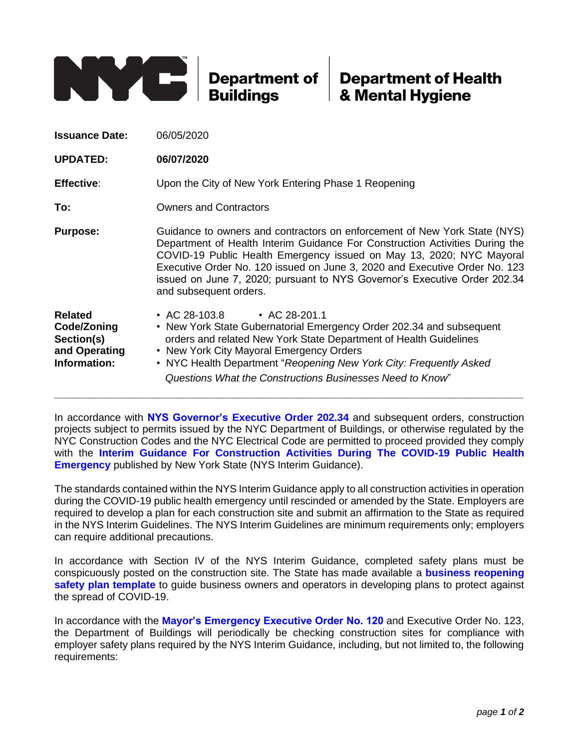**NYC Department of Buildings | Department of Health & Mental Hygiene**

| | |
|---|---|
| **Issuance Date:** | 06/05/2020 |
| **UPDATED:** | **06/07/2020** |
| **Effective:** | Upon the City of New York Entering Phase 1 Reopening |
| **To:** | Owners and Contractors |
| **Purpose:** | Guidance to owners and contractors on enforcement of New York State (NYS) Department of Health Interim Guidance For Construction Activities During the COVID-19 Public Health Emergency issued on May 13, 2020; NYC Mayoral Executive Order No. 120 issued on June 3, 2020 and Executive Order No. 123 issued on June 7, 2020; pursuant to NYS Governor's Executive Order 202.34 and subsequent orders. |
| **Related Code/Zoning Section(s) and Operating Information:** | • AC 28-103.8 • AC 28-201.1<br>• New York State Gubernatorial Emergency Order 202.34 and subsequent orders and related New York State Department of Health Guidelines<br>• New York City Mayoral Emergency Orders<br>• NYC Health Department "*Reopening New York City: Frequently Asked Questions What the Constructions Businesses Need to Know*" |

---

In accordance with **NYS Governor's Executive Order 202.34** and subsequent orders, construction projects subject to permits issued by the NYC Department of Buildings, or otherwise regulated by the NYC Construction Codes and the NYC Electrical Code are permitted to proceed provided they comply with the **Interim Guidance For Construction Activities During The COVID-19 Public Health Emergency** published by New York State (NYS Interim Guidance).

The standards contained within the NYS Interim Guidance apply to all construction activities in operation during the COVID-19 public health emergency until rescinded or amended by the State. Employers are required to develop a plan for each construction site and submit an affirmation to the State as required in the NYS Interim Guidelines. The NYS Interim Guidelines are minimum requirements only; employers can require additional precautions.

In accordance with Section IV of the NYS Interim Guidance, completed safety plans must be conspicuously posted on the construction site. The State has made available a **business reopening safety plan template** to guide business owners and operators in developing plans to protect against the spread of COVID-19.

In accordance with the **Mayor's Emergency Executive Order No. 120** and Executive Order No. 123, the Department of Buildings will periodically be checking construction sites for compliance with employer safety plans required by the NYS Interim Guidance, including, but not limited to, the following requirements: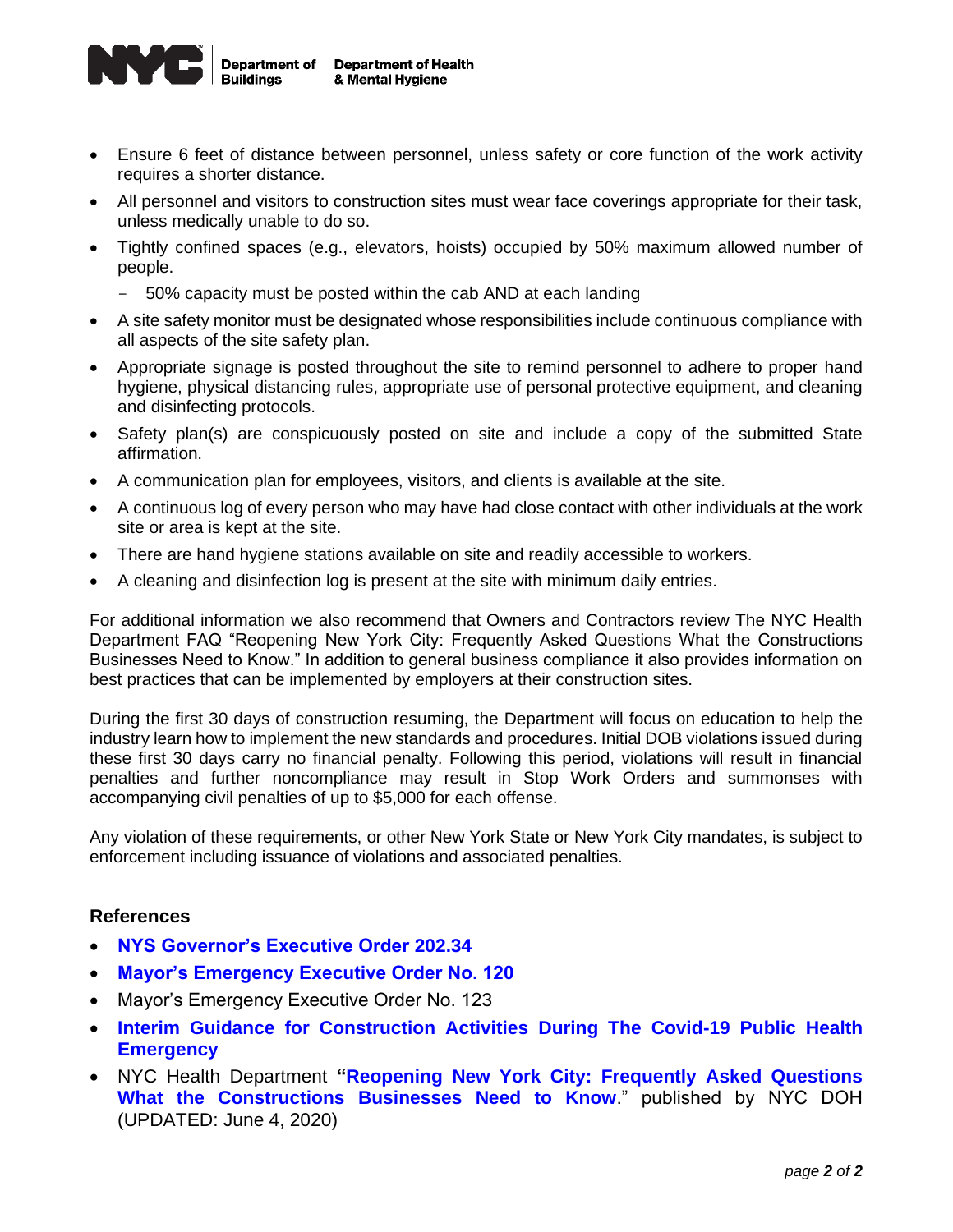- Ensure 6 feet of distance between personnel, unless safety or core function of the work activity requires a shorter distance.
- All personnel and visitors to construction sites must wear face coverings appropriate for their task, unless medically unable to do so.
- Tightly confined spaces (e.g., elevators, hoists) occupied by 50% maximum allowed number of people.
  - 50% capacity must be posted within the cab AND at each landing
- A site safety monitor must be designated whose responsibilities include continuous compliance with all aspects of the site safety plan.
- Appropriate signage is posted throughout the site to remind personnel to adhere to proper hand hygiene, physical distancing rules, appropriate use of personal protective equipment, and cleaning and disinfecting protocols.
- Safety plan(s) are conspicuously posted on site and include a copy of the submitted State affirmation.
- A communication plan for employees, visitors, and clients is available at the site.
- A continuous log of every person who may have had close contact with other individuals at the work site or area is kept at the site.
- There are hand hygiene stations available on site and readily accessible to workers.
- A cleaning and disinfection log is present at the site with minimum daily entries.

For additional information we also recommend that Owners and Contractors review The NYC Health Department FAQ "Reopening New York City: Frequently Asked Questions What the Constructions Businesses Need to Know." In addition to general business compliance it also provides information on best practices that can be implemented by employers at their construction sites.

During the first 30 days of construction resuming, the Department will focus on education to help the industry learn how to implement the new standards and procedures. Initial DOB violations issued during these first 30 days carry no financial penalty. Following this period, violations will result in financial penalties and further noncompliance may result in Stop Work Orders and summonses with accompanying civil penalties of up to $5,000 for each offense.

Any violation of these requirements, or other New York State or New York City mandates, is subject to enforcement including issuance of violations and associated penalties.

### References

- **NYS Governor's Executive Order 202.34**
- **Mayor's Emergency Executive Order No. 120**
- Mayor's Emergency Executive Order No. 123
- **Interim Guidance for Construction Activities During The Covid-19 Public Health Emergency**
- NYC Health Department **"Reopening New York City: Frequently Asked Questions What the Constructions Businesses Need to Know**." published by NYC DOH (UPDATED: June 4, 2020)